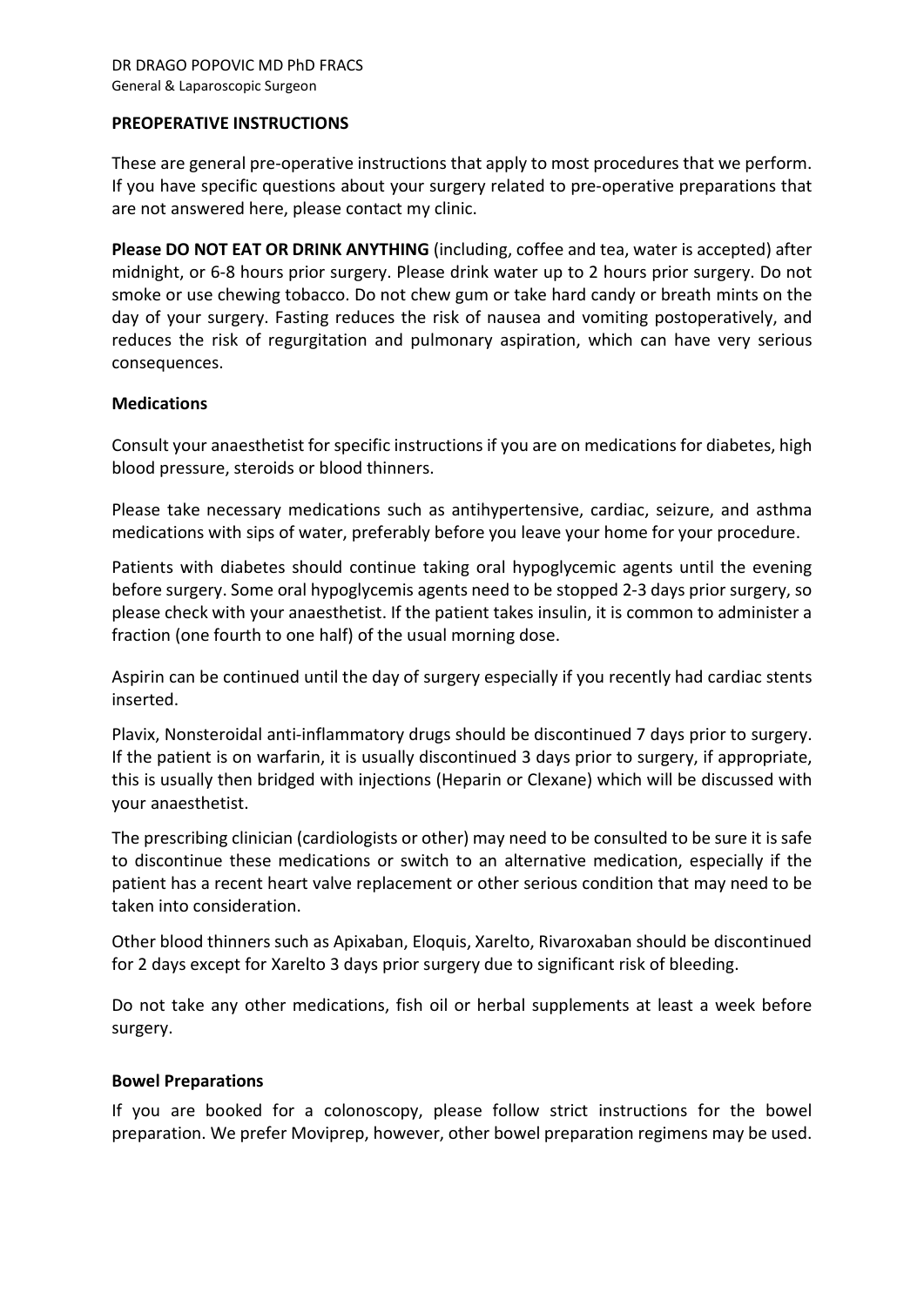DR DRAGO POPOVIC MD PhD FRACS
General & Laparoscopic Surgeon

## PREOPERATIVE INSTRUCTIONS

These are general pre-operative instructions that apply to most procedures that we perform. If you have specific questions about your surgery related to pre-operative preparations that are not answered here, please contact my clinic.

**Please DO NOT EAT OR DRINK ANYTHING** (including, coffee and tea, water is accepted) after midnight, or 6-8 hours prior surgery. Please drink water up to 2 hours prior surgery. Do not smoke or use chewing tobacco. Do not chew gum or take hard candy or breath mints on the day of your surgery. Fasting reduces the risk of nausea and vomiting postoperatively, and reduces the risk of regurgitation and pulmonary aspiration, which can have very serious consequences.

### Medications

Consult your anaesthetist for specific instructions if you are on medications for diabetes, high blood pressure, steroids or blood thinners.

Please take necessary medications such as antihypertensive, cardiac, seizure, and asthma medications with sips of water, preferably before you leave your home for your procedure.

Patients with diabetes should continue taking oral hypoglycemic agents until the evening before surgery. Some oral hypoglycemis agents need to be stopped 2-3 days prior surgery, so please check with your anaesthetist. If the patient takes insulin, it is common to administer a fraction (one fourth to one half) of the usual morning dose.

Aspirin can be continued until the day of surgery especially if you recently had cardiac stents inserted.

Plavix, Nonsteroidal anti-inflammatory drugs should be discontinued 7 days prior to surgery. If the patient is on warfarin, it is usually discontinued 3 days prior to surgery, if appropriate, this is usually then bridged with injections (Heparin or Clexane) which will be discussed with your anaesthetist.

The prescribing clinician (cardiologists or other) may need to be consulted to be sure it is safe to discontinue these medications or switch to an alternative medication, especially if the patient has a recent heart valve replacement or other serious condition that may need to be taken into consideration.

Other blood thinners such as Apixaban, Eloquis, Xarelto, Rivaroxaban should be discontinued for 2 days except for Xarelto 3 days prior surgery due to significant risk of bleeding.

Do not take any other medications, fish oil or herbal supplements at least a week before surgery.

### Bowel Preparations

If you are booked for a colonoscopy, please follow strict instructions for the bowel preparation. We prefer Moviprep, however, other bowel preparation regimens may be used.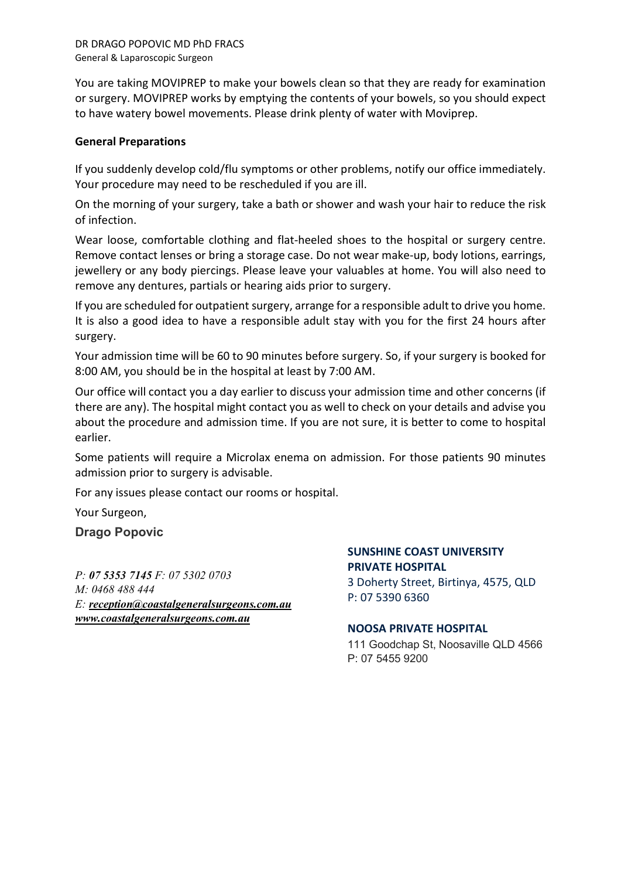DR DRAGO POPOVIC MD PhD FRACS
General & Laparoscopic Surgeon

You are taking MOVIPREP to make your bowels clean so that they are ready for examination or surgery. MOVIPREP works by emptying the contents of your bowels, so you should expect to have watery bowel movements. Please drink plenty of water with Moviprep.

**General Preparations**

If you suddenly develop cold/flu symptoms or other problems, notify our office immediately. Your procedure may need to be rescheduled if you are ill.

On the morning of your surgery, take a bath or shower and wash your hair to reduce the risk of infection.

Wear loose, comfortable clothing and flat-heeled shoes to the hospital or surgery centre. Remove contact lenses or bring a storage case. Do not wear make-up, body lotions, earrings, jewellery or any body piercings. Please leave your valuables at home. You will also need to remove any dentures, partials or hearing aids prior to surgery.

If you are scheduled for outpatient surgery, arrange for a responsible adult to drive you home. It is also a good idea to have a responsible adult stay with you for the first 24 hours after surgery.

Your admission time will be 60 to 90 minutes before surgery. So, if your surgery is booked for 8:00 AM, you should be in the hospital at least by 7:00 AM.

Our office will contact you a day earlier to discuss your admission time and other concerns (if there are any). The hospital might contact you as well to check on your details and advise you about the procedure and admission time. If you are not sure, it is better to come to hospital earlier.

Some patients will require a Microlax enema on admission. For those patients 90 minutes admission prior to surgery is advisable.

For any issues please contact our rooms or hospital.

Your Surgeon,

**Drago Popovic**

*P: **07 5353 7145** F: 07 5302 0703*
*M: 0468 488 444*
*E: **reception@coastalgeneralsurgeons.com.au***
***www.coastalgeneralsurgeons.com.au***

**SUNSHINE COAST UNIVERSITY PRIVATE HOSPITAL**
3 Doherty Street, Birtinya, 4575, QLD
P: 07 5390 6360

**NOOSA PRIVATE HOSPITAL**
111 Goodchap St, Noosaville QLD 4566
P: 07 5455 9200